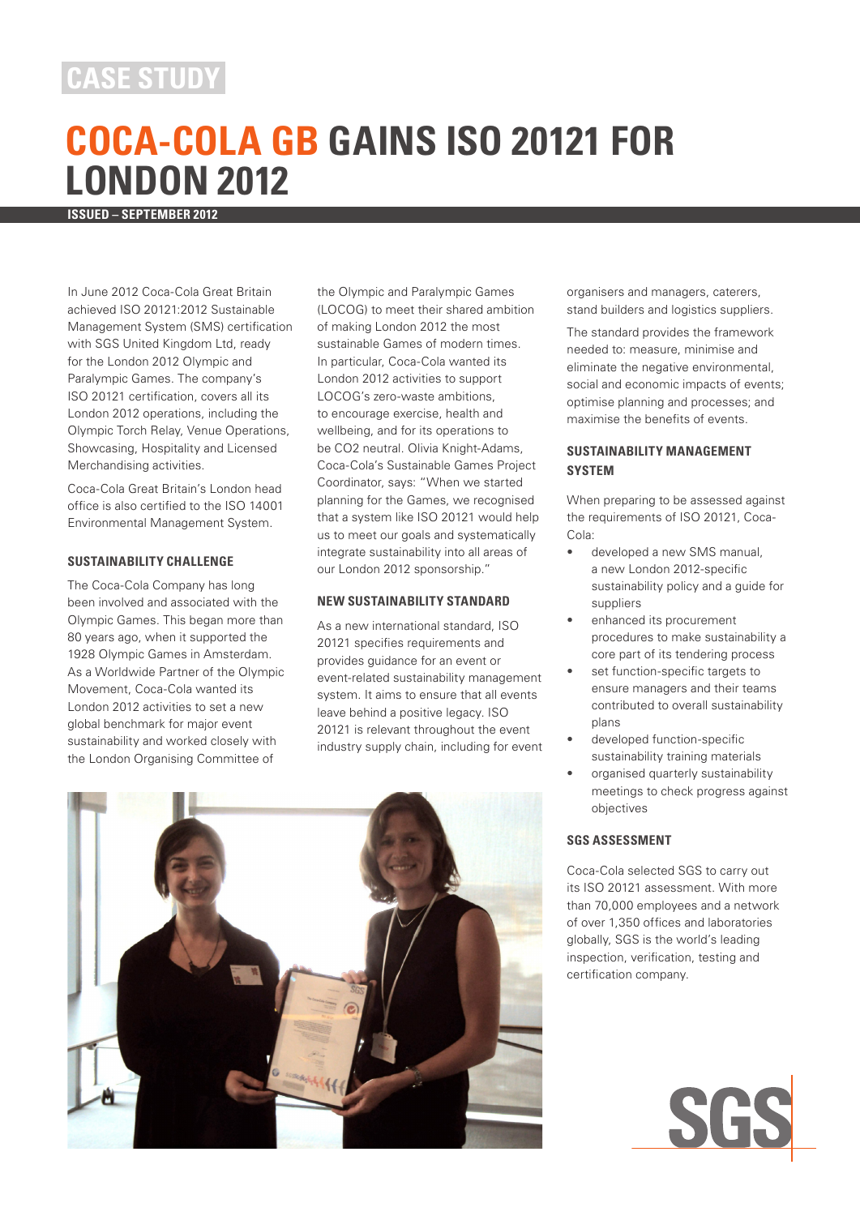CASE STUDY

# COCA-COLA GB GAINS ISO 20121 FOR LONDON 2012

**ISSUED – SEPTEMBER 2012**

In June 2012 Coca-Cola Great Britain achieved ISO 20121:2012 Sustainable Management System (SMS) certification with SGS United Kingdom Ltd, ready for the London 2012 Olympic and Paralympic Games. The company's ISO 20121 certification, covers all its London 2012 operations, including the Olympic Torch Relay, Venue Operations, Showcasing, Hospitality and Licensed Merchandising activities.

Coca-Cola Great Britain's London head office is also certified to the ISO 14001 Environmental Management System.

## SUSTAINABILITY CHALLENGE

The Coca-Cola Company has long been involved and associated with the Olympic Games. This began more than 80 years ago, when it supported the 1928 Olympic Games in Amsterdam. As a Worldwide Partner of the Olympic Movement, Coca-Cola wanted its London 2012 activities to set a new global benchmark for major event sustainability and worked closely with the London Organising Committee of the Olympic and Paralympic Games (LOCOG) to meet their shared ambition of making London 2012 the most sustainable Games of modern times. In particular, Coca-Cola wanted its London 2012 activities to support LOCOG's zero-waste ambitions, to encourage exercise, health and wellbeing, and for its operations to be CO2 neutral. Olivia Knight-Adams, Coca-Cola's Sustainable Games Project Coordinator, says: "When we started planning for the Games, we recognised that a system like ISO 20121 would help us to meet our goals and systematically integrate sustainability into all areas of our London 2012 sponsorship."

## NEW SUSTAINABILITY STANDARD

As a new international standard, ISO 20121 specifies requirements and provides guidance for an event or event-related sustainability management system. It aims to ensure that all events leave behind a positive legacy. ISO 20121 is relevant throughout the event industry supply chain, including for event organisers and managers, caterers, stand builders and logistics suppliers.

The standard provides the framework needed to: measure, minimise and eliminate the negative environmental, social and economic impacts of events; optimise planning and processes; and maximise the benefits of events.

## SUSTAINABILITY MANAGEMENT SYSTEM

When preparing to be assessed against the requirements of ISO 20121, Coca-Cola:

- developed a new SMS manual, a new London 2012-specific sustainability policy and a guide for suppliers
- enhanced its procurement procedures to make sustainability a core part of its tendering process
- set function-specific targets to ensure managers and their teams contributed to overall sustainability plans
- developed function-specific sustainability training materials
- organised quarterly sustainability meetings to check progress against objectives

## SGS ASSESSMENT

Coca-Cola selected SGS to carry out its ISO 20121 assessment. With more than 70,000 employees and a network of over 1,350 offices and laboratories globally, SGS is the world's leading inspection, verification, testing and certification company.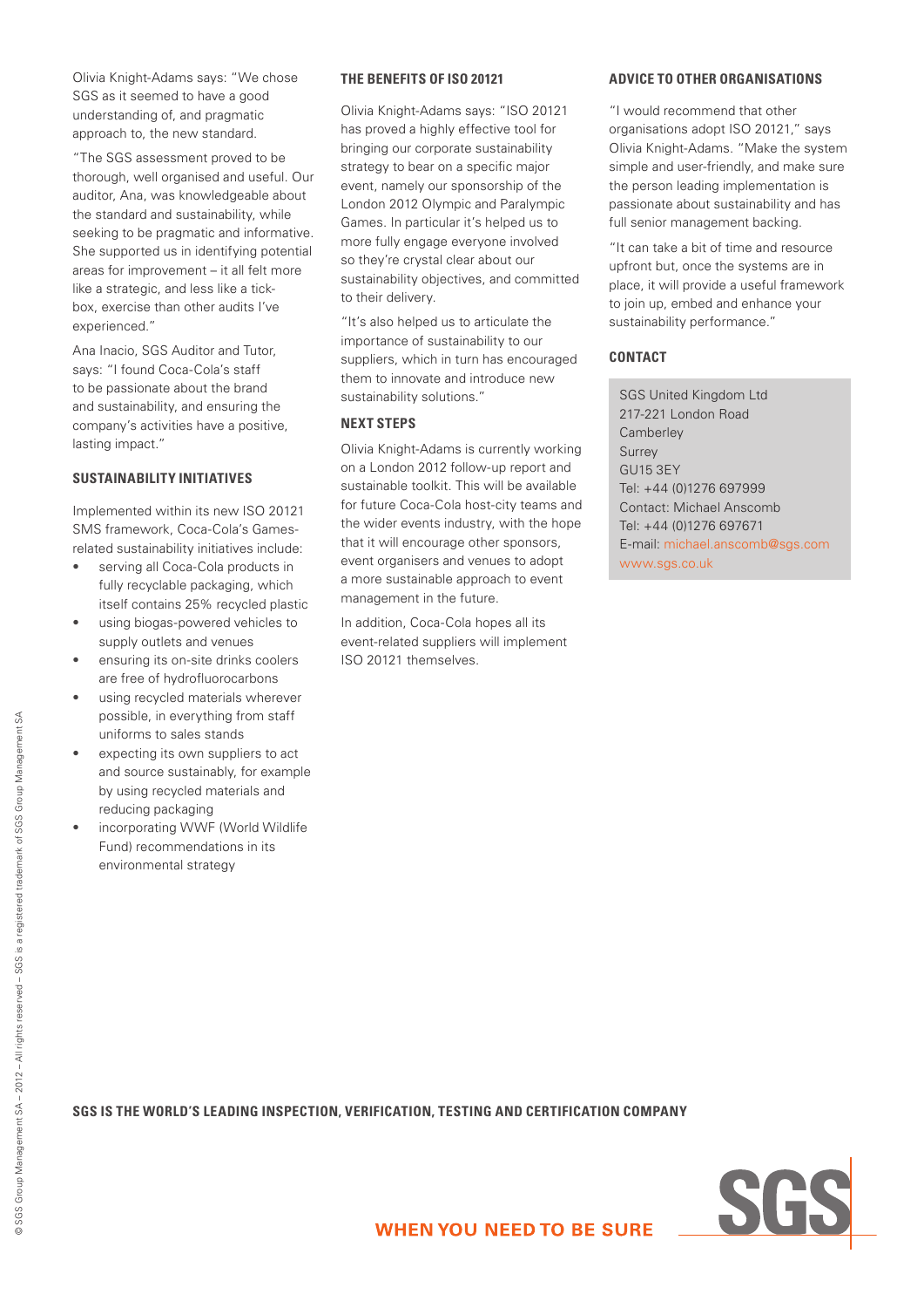Olivia Knight-Adams says: "We chose SGS as it seemed to have a good understanding of, and pragmatic approach to, the new standard.

"The SGS assessment proved to be thorough, well organised and useful. Our auditor, Ana, was knowledgeable about the standard and sustainability, while seeking to be pragmatic and informative. She supported us in identifying potential areas for improvement – it all felt more like a strategic, and less like a tick-box, exercise than other audits I've experienced."

Ana Inacio, SGS Auditor and Tutor, says: "I found Coca-Cola's staff to be passionate about the brand and sustainability, and ensuring the company's activities have a positive, lasting impact."

## SUSTAINABILITY INITIATIVES

Implemented within its new ISO 20121 SMS framework, Coca-Cola's Games-related sustainability initiatives include:

- serving all Coca-Cola products in fully recyclable packaging, which itself contains 25% recycled plastic
- using biogas-powered vehicles to supply outlets and venues
- ensuring its on-site drinks coolers are free of hydrofluorocarbons
- using recycled materials wherever possible, in everything from staff uniforms to sales stands
- expecting its own suppliers to act and source sustainably, for example by using recycled materials and reducing packaging
- incorporating WWF (World Wildlife Fund) recommendations in its environmental strategy

## THE BENEFITS OF ISO 20121

Olivia Knight-Adams says: "ISO 20121 has proved a highly effective tool for bringing our corporate sustainability strategy to bear on a specific major event, namely our sponsorship of the London 2012 Olympic and Paralympic Games. In particular it's helped us to more fully engage everyone involved so they're crystal clear about our sustainability objectives, and committed to their delivery.

"It's also helped us to articulate the importance of sustainability to our suppliers, which in turn has encouraged them to innovate and introduce new sustainability solutions."

## NEXT STEPS

Olivia Knight-Adams is currently working on a London 2012 follow-up report and sustainable toolkit. This will be available for future Coca-Cola host-city teams and the wider events industry, with the hope that it will encourage other sponsors, event organisers and venues to adopt a more sustainable approach to event management in the future.

In addition, Coca-Cola hopes all its event-related suppliers will implement ISO 20121 themselves.

## ADVICE TO OTHER ORGANISATIONS

"I would recommend that other organisations adopt ISO 20121," says Olivia Knight-Adams. "Make the system simple and user-friendly, and make sure the person leading implementation is passionate about sustainability and has full senior management backing.

"It can take a bit of time and resource upfront but, once the systems are in place, it will provide a useful framework to join up, embed and enhance your sustainability performance."

## CONTACT

SGS United Kingdom Ltd
217-221 London Road
Camberley
Surrey
GU15 3EY
Tel: +44 (0)1276 697999
Contact: Michael Anscomb
Tel: +44 (0)1276 697671
E-mail: michael.anscomb@sgs.com
www.sgs.co.uk

**SGS IS THE WORLD'S LEADING INSPECTION, VERIFICATION, TESTING AND CERTIFICATION COMPANY**

WHEN YOU NEED TO BE SURE

SGS

© SGS Group Management SA – 2012 – All rights reserved – SGS is a registered trademark of SGS Group Management SA